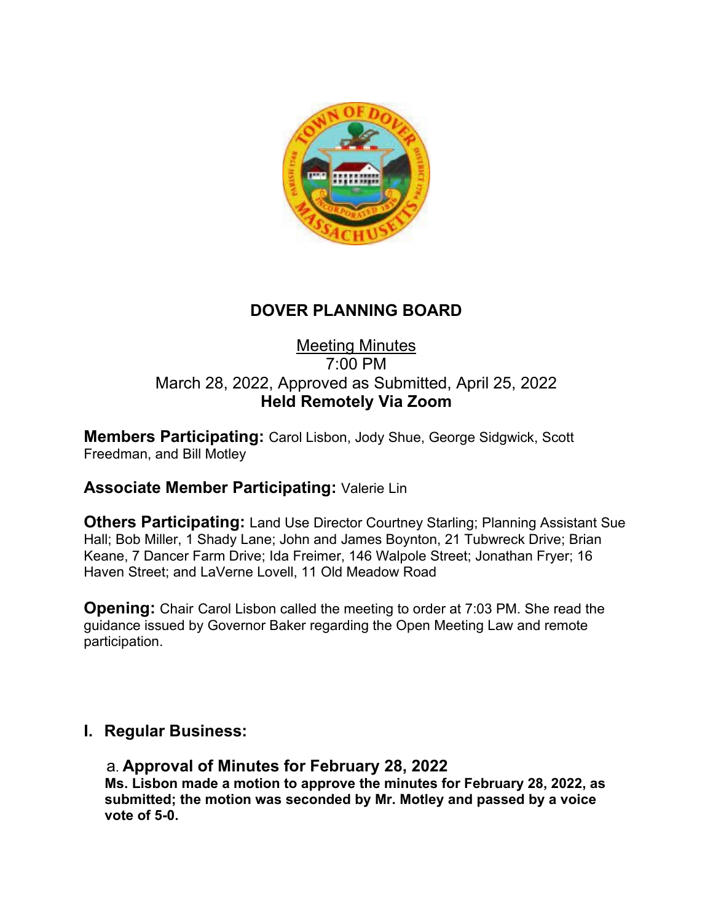# DOVER PLANNING BOARD

Meeting Minutes
7:00 PM
March 28, 2022, Approved as Submitted, April 25, 2022
**Held Remotely Via Zoom**

**Members Participating:** Carol Lisbon, Jody Shue, George Sidgwick, Scott Freedman, and Bill Motley

**Associate Member Participating:** Valerie Lin

**Others Participating:** Land Use Director Courtney Starling; Planning Assistant Sue Hall; Bob Miller, 1 Shady Lane; John and James Boynton, 21 Tubwreck Drive; Brian Keane, 7 Dancer Farm Drive; Ida Freimer, 146 Walpole Street; Jonathan Fryer; 16 Haven Street; and LaVerne Lovell, 11 Old Meadow Road

**Opening:** Chair Carol Lisbon called the meeting to order at 7:03 PM. She read the guidance issued by Governor Baker regarding the Open Meeting Law and remote participation.

## I. Regular Business:

### a. Approval of Minutes for February 28, 2022

**Ms. Lisbon made a motion to approve the minutes for February 28, 2022, as submitted; the motion was seconded by Mr. Motley and passed by a voice vote of 5-0.**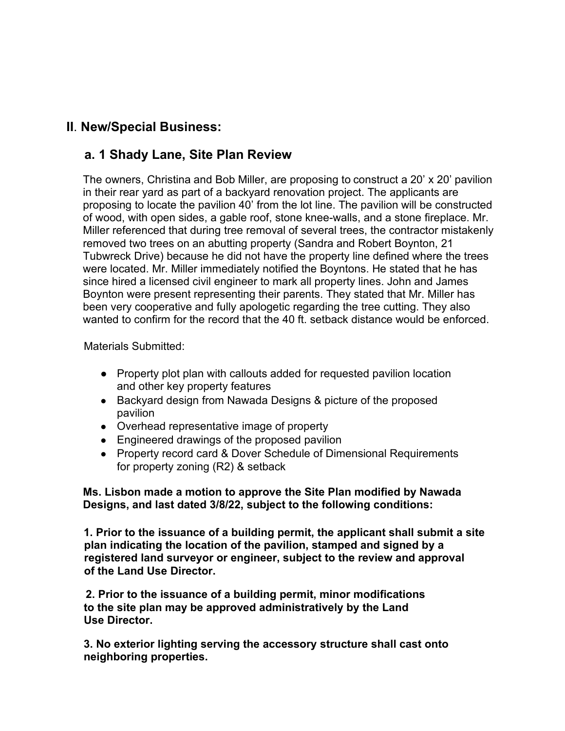## II. New/Special Business:

### a. 1 Shady Lane, Site Plan Review

The owners, Christina and Bob Miller, are proposing to construct a 20' x 20' pavilion in their rear yard as part of a backyard renovation project. The applicants are proposing to locate the pavilion 40' from the lot line. The pavilion will be constructed of wood, with open sides, a gable roof, stone knee-walls, and a stone fireplace. Mr. Miller referenced that during tree removal of several trees, the contractor mistakenly removed two trees on an abutting property (Sandra and Robert Boynton, 21 Tubwreck Drive) because he did not have the property line defined where the trees were located. Mr. Miller immediately notified the Boyntons. He stated that he has since hired a licensed civil engineer to mark all property lines. John and James Boynton were present representing their parents. They stated that Mr. Miller has been very cooperative and fully apologetic regarding the tree cutting. They also wanted to confirm for the record that the 40 ft. setback distance would be enforced.

Materials Submitted:

- Property plot plan with callouts added for requested pavilion location and other key property features
- Backyard design from Nawada Designs & picture of the proposed pavilion
- Overhead representative image of property
- Engineered drawings of the proposed pavilion
- Property record card & Dover Schedule of Dimensional Requirements for property zoning (R2) & setback

**Ms. Lisbon made a motion to approve the Site Plan modified by Nawada Designs, and last dated 3/8/22, subject to the following conditions:**

**1. Prior to the issuance of a building permit, the applicant shall submit a site plan indicating the location of the pavilion, stamped and signed by a registered land surveyor or engineer, subject to the review and approval of the Land Use Director.**

**2. Prior to the issuance of a building permit, minor modifications to the site plan may be approved administratively by the Land Use Director.**

**3. No exterior lighting serving the accessory structure shall cast onto neighboring properties.**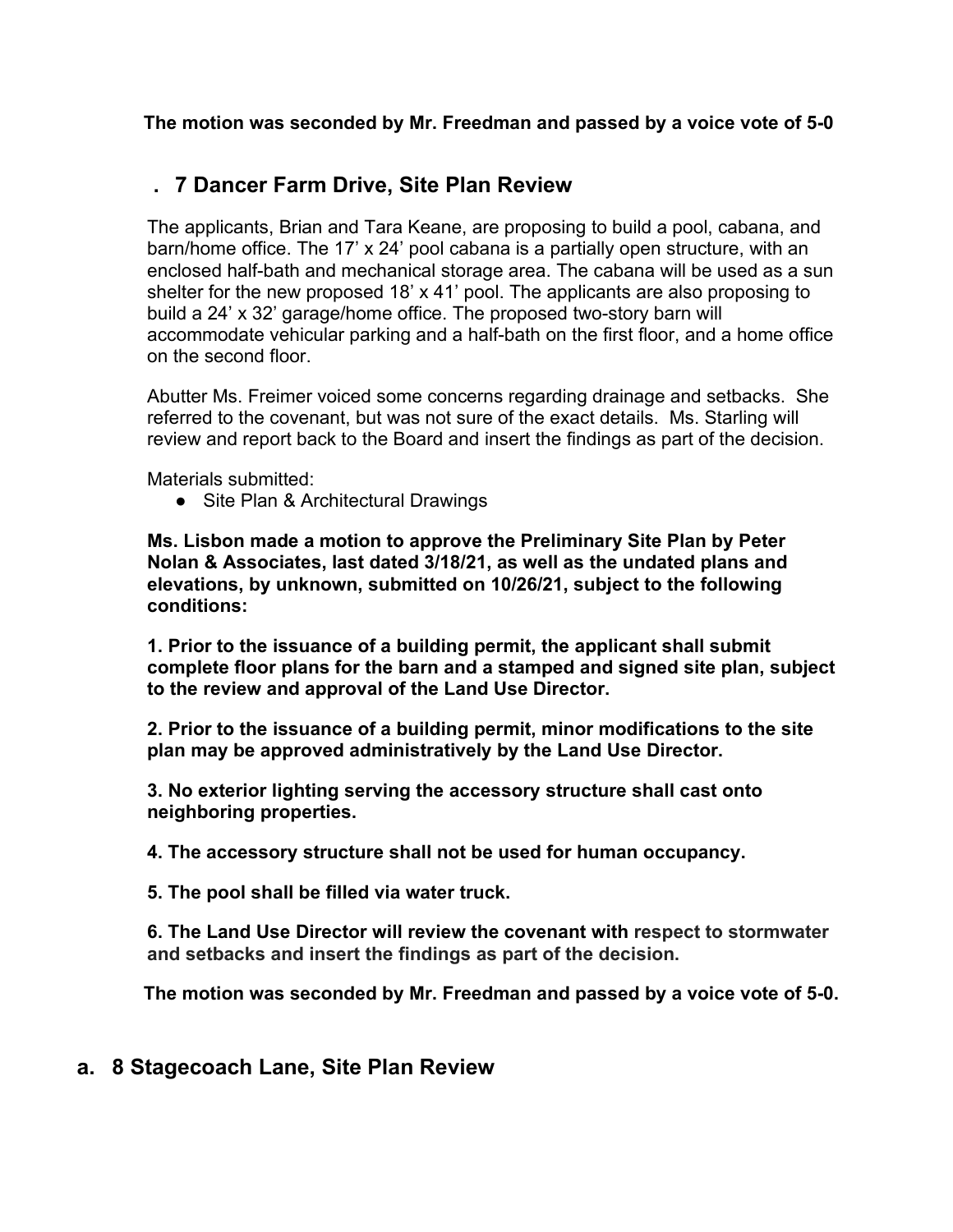**The motion was seconded by Mr. Freedman and passed by a voice vote of 5-0**

## . 7 Dancer Farm Drive, Site Plan Review

The applicants, Brian and Tara Keane, are proposing to build a pool, cabana, and barn/home office. The 17' x 24' pool cabana is a partially open structure, with an enclosed half-bath and mechanical storage area. The cabana will be used as a sun shelter for the new proposed 18' x 41' pool. The applicants are also proposing to build a 24' x 32' garage/home office. The proposed two-story barn will accommodate vehicular parking and a half-bath on the first floor, and a home office on the second floor.

Abutter Ms. Freimer voiced some concerns regarding drainage and setbacks. She referred to the covenant, but was not sure of the exact details. Ms. Starling will review and report back to the Board and insert the findings as part of the decision.

Materials submitted:

- Site Plan & Architectural Drawings

**Ms. Lisbon made a motion to approve the Preliminary Site Plan by Peter Nolan & Associates, last dated 3/18/21, as well as the undated plans and elevations, by unknown, submitted on 10/26/21, subject to the following conditions:**

**1. Prior to the issuance of a building permit, the applicant shall submit complete floor plans for the barn and a stamped and signed site plan, subject to the review and approval of the Land Use Director.**

**2. Prior to the issuance of a building permit, minor modifications to the site plan may be approved administratively by the Land Use Director.**

**3. No exterior lighting serving the accessory structure shall cast onto neighboring properties.**

**4. The accessory structure shall not be used for human occupancy.**

**5. The pool shall be filled via water truck.**

**6. The Land Use Director will review the covenant with respect to stormwater and setbacks and insert the findings as part of the decision.**

**The motion was seconded by Mr. Freedman and passed by a voice vote of 5-0.**

## a. 8 Stagecoach Lane, Site Plan Review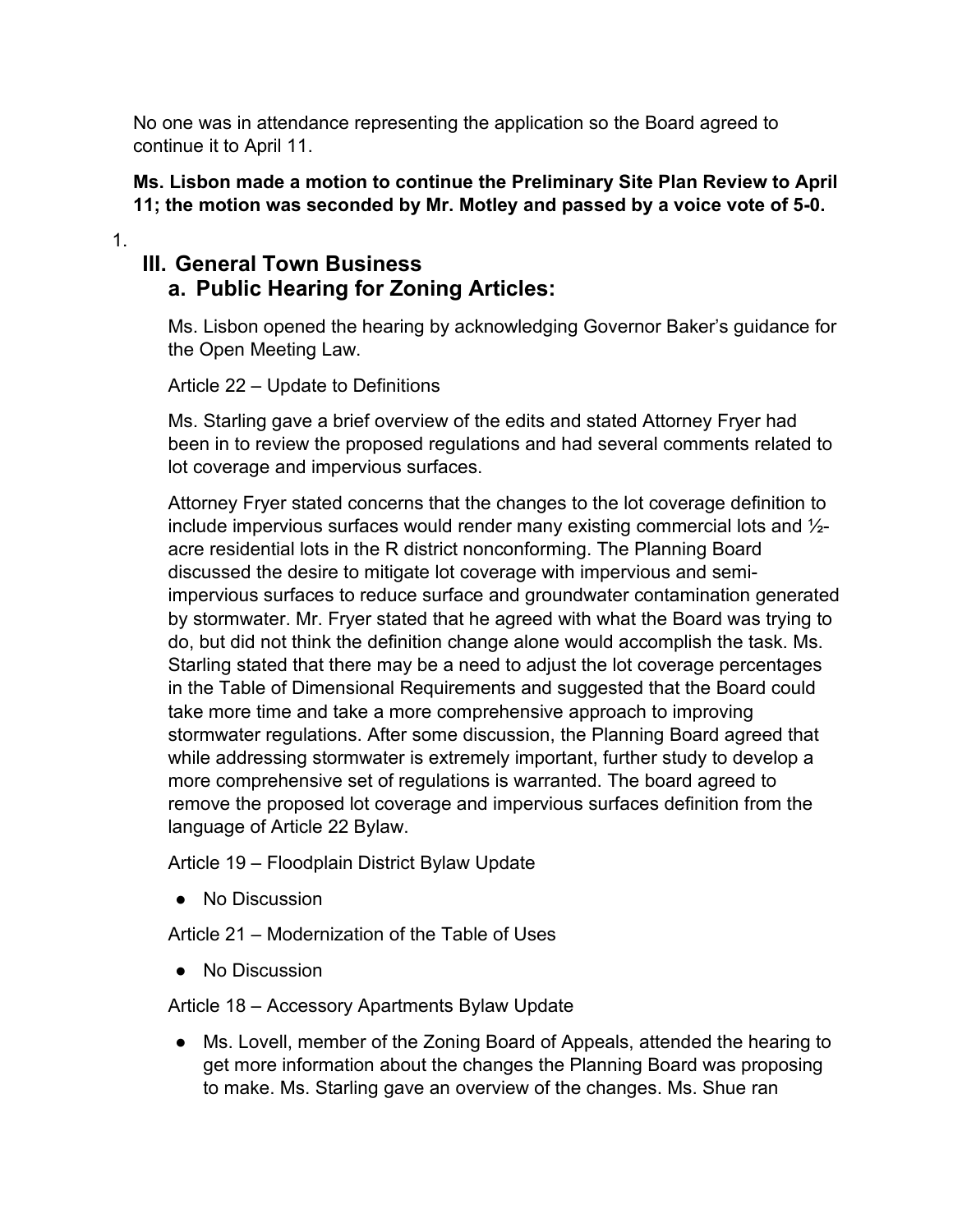No one was in attendance representing the application so the Board agreed to continue it to April 11.

**Ms. Lisbon made a motion to continue the Preliminary Site Plan Review to April 11; the motion was seconded by Mr. Motley and passed by a voice vote of 5-0.**

1.

## III. General Town Business

### a. Public Hearing for Zoning Articles:

Ms. Lisbon opened the hearing by acknowledging Governor Baker's guidance for the Open Meeting Law.

Article 22 – Update to Definitions

Ms. Starling gave a brief overview of the edits and stated Attorney Fryer had been in to review the proposed regulations and had several comments related to lot coverage and impervious surfaces.

Attorney Fryer stated concerns that the changes to the lot coverage definition to include impervious surfaces would render many existing commercial lots and ½-acre residential lots in the R district nonconforming. The Planning Board discussed the desire to mitigate lot coverage with impervious and semi-impervious surfaces to reduce surface and groundwater contamination generated by stormwater. Mr. Fryer stated that he agreed with what the Board was trying to do, but did not think the definition change alone would accomplish the task. Ms. Starling stated that there may be a need to adjust the lot coverage percentages in the Table of Dimensional Requirements and suggested that the Board could take more time and take a more comprehensive approach to improving stormwater regulations. After some discussion, the Planning Board agreed that while addressing stormwater is extremely important, further study to develop a more comprehensive set of regulations is warranted. The board agreed to remove the proposed lot coverage and impervious surfaces definition from the language of Article 22 Bylaw.

Article 19 – Floodplain District Bylaw Update

- No Discussion

Article 21 – Modernization of the Table of Uses

- No Discussion

Article 18 – Accessory Apartments Bylaw Update

- Ms. Lovell, member of the Zoning Board of Appeals, attended the hearing to get more information about the changes the Planning Board was proposing to make. Ms. Starling gave an overview of the changes. Ms. Shue ran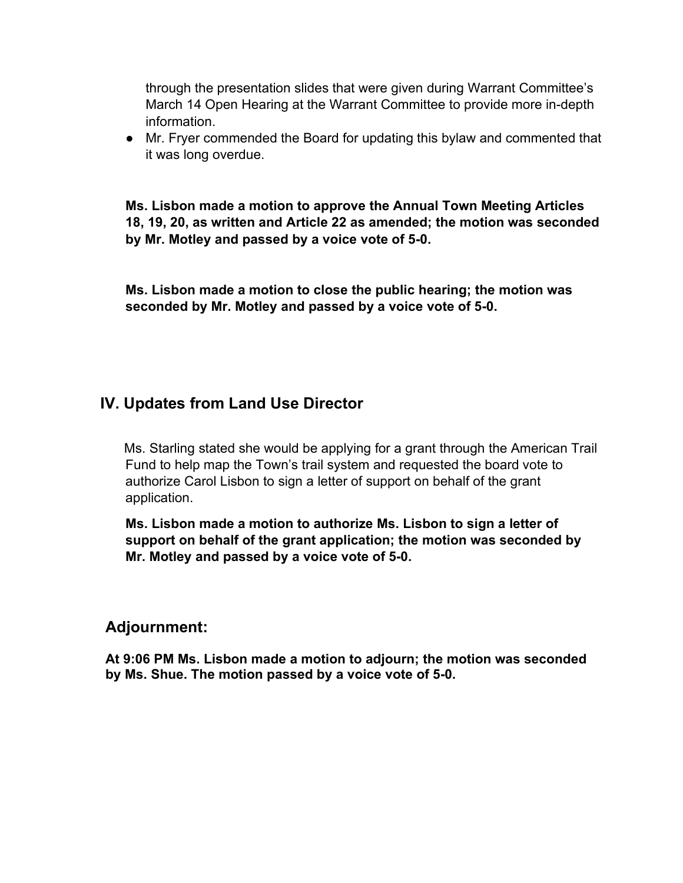through the presentation slides that were given during Warrant Committee's March 14 Open Hearing at the Warrant Committee to provide more in-depth information.

- Mr. Fryer commended the Board for updating this bylaw and commented that it was long overdue.

**Ms. Lisbon made a motion to approve the Annual Town Meeting Articles 18, 19, 20, as written and Article 22 as amended; the motion was seconded by Mr. Motley and passed by a voice vote of 5-0.**

**Ms. Lisbon made a motion to close the public hearing; the motion was seconded by Mr. Motley and passed by a voice vote of 5-0.**

## IV. Updates from Land Use Director

Ms. Starling stated she would be applying for a grant through the American Trail Fund to help map the Town's trail system and requested the board vote to authorize Carol Lisbon to sign a letter of support on behalf of the grant application.

**Ms. Lisbon made a motion to authorize Ms. Lisbon to sign a letter of support on behalf of the grant application; the motion was seconded by Mr. Motley and passed by a voice vote of 5-0.**

## Adjournment:

**At 9:06 PM Ms. Lisbon made a motion to adjourn; the motion was seconded by Ms. Shue. The motion passed by a voice vote of 5-0.**